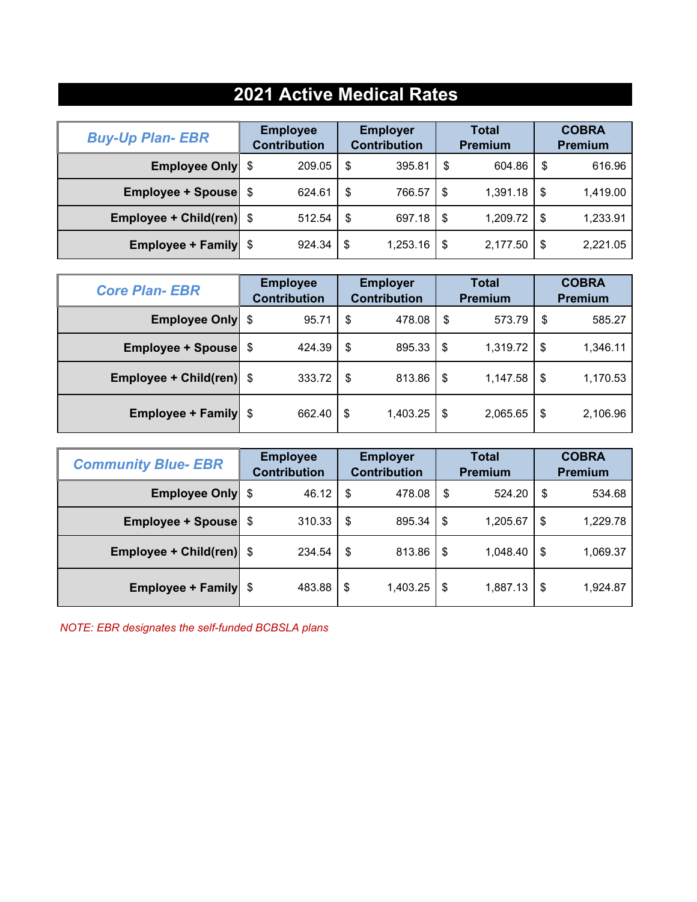# 2021 Active Medical Rates

| *Buy-Up Plan- EBR* | Employee Contribution | Employer Contribution | Total Premium | COBRA Premium |
|---|---|---|---|---|
| **Employee Only** | $ 209.05 | $ 395.81 | $ 604.86 | $ 616.96 |
| **Employee + Spouse** | $ 624.61 | $ 766.57 | $ 1,391.18 | $ 1,419.00 |
| **Employee + Child(ren)** | $ 512.54 | $ 697.18 | $ 1,209.72 | $ 1,233.91 |
| **Employee + Family** | $ 924.34 | $ 1,253.16 | $ 2,177.50 | $ 2,221.05 |

| *Core Plan- EBR* | Employee Contribution | Employer Contribution | Total Premium | COBRA Premium |
|---|---|---|---|---|
| **Employee Only** | $ 95.71 | $ 478.08 | $ 573.79 | $ 585.27 |
| **Employee + Spouse** | $ 424.39 | $ 895.33 | $ 1,319.72 | $ 1,346.11 |
| **Employee + Child(ren)** | $ 333.72 | $ 813.86 | $ 1,147.58 | $ 1,170.53 |
| **Employee + Family** | $ 662.40 | $ 1,403.25 | $ 2,065.65 | $ 2,106.96 |

| *Community Blue- EBR* | Employee Contribution | Employer Contribution | Total Premium | COBRA Premium |
|---|---|---|---|---|
| **Employee Only** | $ 46.12 | $ 478.08 | $ 524.20 | $ 534.68 |
| **Employee + Spouse** | $ 310.33 | $ 895.34 | $ 1,205.67 | $ 1,229.78 |
| **Employee + Child(ren)** | $ 234.54 | $ 813.86 | $ 1,048.40 | $ 1,069.37 |
| **Employee + Family** | $ 483.88 | $ 1,403.25 | $ 1,887.13 | $ 1,924.87 |

*NOTE: EBR designates the self-funded BCBSLA plans*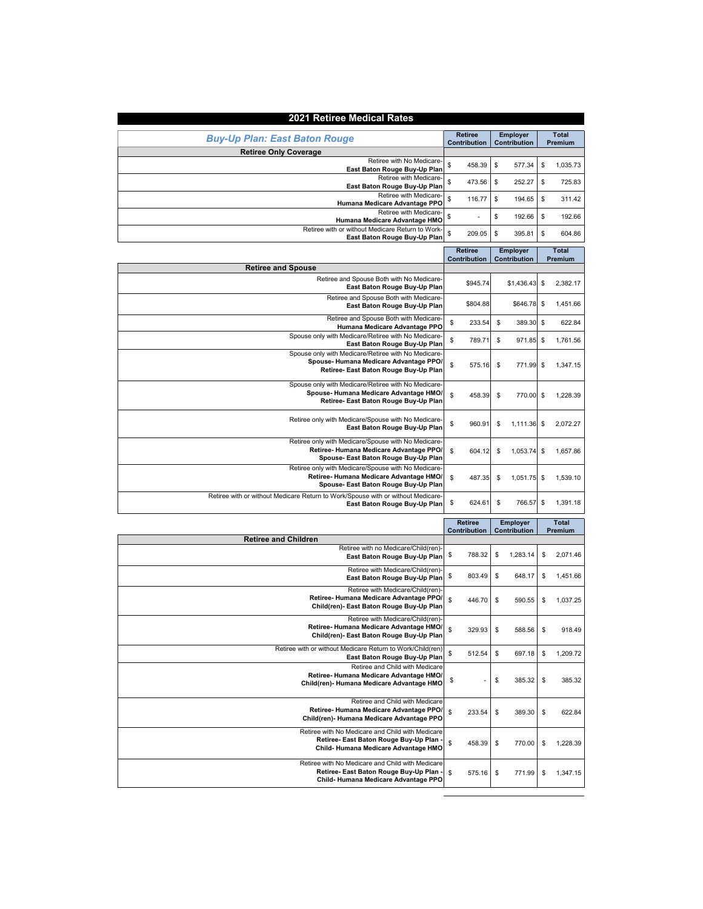# 2021 Retiree Medical Rates

## *Buy-Up Plan: East Baton Rouge*

| Retiree Only Coverage | Retiree Contribution | Employer Contribution | Total Premium |
|---|---|---|---|
| Retiree with No Medicare- **East Baton Rouge Buy-Up Plan** | $ 458.39 | $ 577.34 | $ 1,035.73 |
| Retiree with Medicare- **East Baton Rouge Buy-Up Plan** | $ 473.56 | $ 252.27 | $ 725.83 |
| Retiree with Medicare- **Humana Medicare Advantage PPO** | $ 116.77 | $ 194.65 | $ 311.42 |
| Retiree with Medicare- **Humana Medicare Advantage HMO** | $ - | $ 192.66 | $ 192.66 |
| Retiree with or without Medicare Return to Work- **East Baton Rouge Buy-Up Plan** | $ 209.05 | $ 395.81 | $ 604.86 |

| Retiree and Spouse | Retiree Contribution | Employer Contribution | Total Premium |
|---|---|---|---|
| Retiree and Spouse Both with No Medicare- **East Baton Rouge Buy-Up Plan** | $945.74 | $1,436.43 | $ 2,382.17 |
| Retiree and Spouse Both with Medicare- **East Baton Rouge Buy-Up Plan** | $804.88 | $646.78 | $ 1,451.66 |
| Retiree and Spouse Both with Medicare- **Humana Medicare Advantage PPO** | $ 233.54 | $ 389.30 | $ 622.84 |
| Spouse only with Medicare/Retiree with No Medicare- **East Baton Rouge Buy-Up Plan** | $ 789.71 | $ 971.85 | $ 1,761.56 |
| Spouse only with Medicare/Retiree with No Medicare- **Spouse- Humana Medicare Advantage PPO/ Retiree- East Baton Rouge Buy-Up Plan** | $ 575.16 | $ 771.99 | $ 1,347.15 |
| Spouse only with Medicare/Retiree with No Medicare- **Spouse- Humana Medicare Advantage HMO/ Retiree- East Baton Rouge Buy-Up Plan** | $ 458.39 | $ 770.00 | $ 1,228.39 |
| Retiree only with Medicare/Spouse with No Medicare- **East Baton Rouge Buy-Up Plan** | $ 960.91 | $ 1,111.36 | $ 2,072.27 |
| Retiree only with Medicare/Spouse with No Medicare- **Retiree- Humana Medicare Advantage PPO/ Spouse- East Baton Rouge Buy-Up Plan** | $ 604.12 | $ 1,053.74 | $ 1,657.86 |
| Retiree only with Medicare/Spouse with No Medicare- **Retiree- Humana Medicare Advantage HMO/ Spouse- East Baton Rouge Buy-Up Plan** | $ 487.35 | $ 1,051.75 | $ 1,539.10 |
| Retiree with or without Medicare Return to Work/Spouse with or without Medicare- **East Baton Rouge Buy-Up Plan** | $ 624.61 | $ 766.57 | $ 1,391.18 |

| Retiree and Children | Retiree Contribution | Employer Contribution | Total Premium |
|---|---|---|---|
| Retiree with no Medicare/Child(ren)- **East Baton Rouge Buy-Up Plan** | $ 788.32 | $ 1,283.14 | $ 2,071.46 |
| Retiree with Medicare/Child(ren)- **East Baton Rouge Buy-Up Plan** | $ 803.49 | $ 648.17 | $ 1,451.66 |
| Retiree with Medicare/Child(ren)- **Retiree- Humana Medicare Advantage PPO/ Child(ren)- East Baton Rouge Buy-Up Plan** | $ 446.70 | $ 590.55 | $ 1,037.25 |
| Retiree with Medicare/Child(ren)- **Retiree- Humana Medicare Advantage HMO/ Child(ren)- East Baton Rouge Buy-Up Plan** | $ 329.93 | $ 588.56 | $ 918.49 |
| Retiree with or without Medicare Return to Work/Child(ren) **East Baton Rouge Buy-Up Plan** | $ 512.54 | $ 697.18 | $ 1,209.72 |
| Retiree and Child with Medicare **Retiree- Humana Medicare Advantage HMO/ Child(ren)- Humana Medicare Advantage HMO** | $ - | $ 385.32 | $ 385.32 |
| Retiree and Child with Medicare **Retiree- Humana Medicare Advantage PPO/ Child(ren)- Humana Medicare Advantage PPO** | $ 233.54 | $ 389.30 | $ 622.84 |
| Retiree with No Medicare and Child with Medicare **Retiree- East Baton Rouge Buy-Up Plan - Child- Humana Medicare Advantage HMO** | $ 458.39 | $ 770.00 | $ 1,228.39 |
| Retiree with No Medicare and Child with Medicare **Retiree- East Baton Rouge Buy-Up Plan - Child- Humana Medicare Advantage PPO** | $ 575.16 | $ 771.99 | $ 1,347.15 |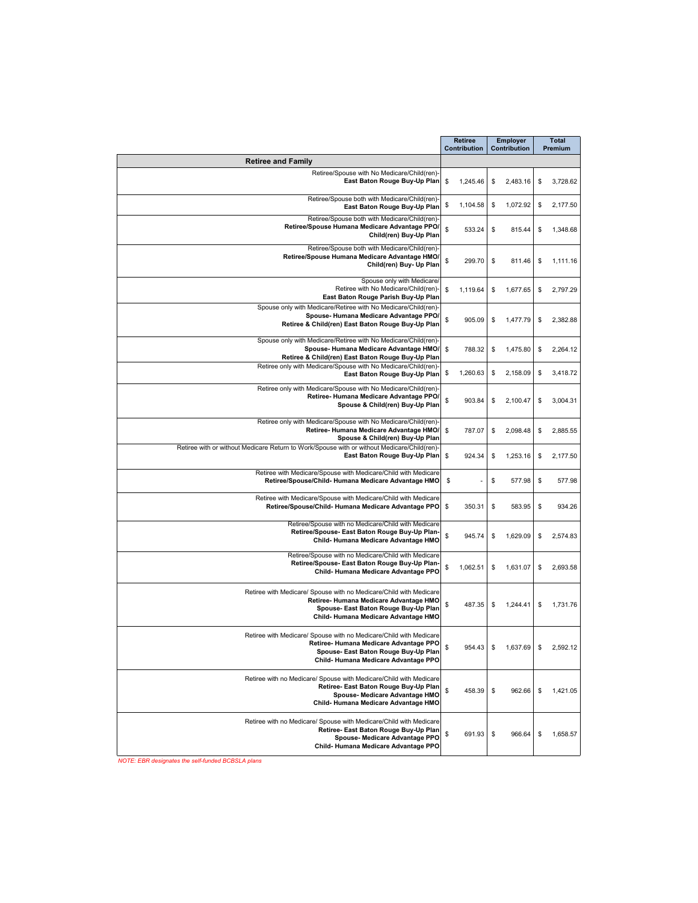| | Retiree Contribution | Employer Contribution | Total Premium |
|---|---|---|---|
| **Retiree and Family** | | | |
| Retiree/Spouse with No Medicare/Child(ren)- **East Baton Rouge Buy-Up Plan** | $ 1,245.46 | $ 2,483.16 | $ 3,728.62 |
| Retiree/Spouse both with Medicare/Child(ren)- **East Baton Rouge Buy-Up Plan** | $ 1,104.58 | $ 1,072.92 | $ 2,177.50 |
| Retiree/Spouse both with Medicare/Child(ren)- **Retiree/Spouse Humana Medicare Advantage PPO/ Child(ren) Buy-Up Plan** | $ 533.24 | $ 815.44 | $ 1,348.68 |
| Retiree/Spouse both with Medicare/Child(ren)- **Retiree/Spouse Humana Medicare Advantage HMO/ Child(ren) Buy- Up Plan** | $ 299.70 | $ 811.46 | $ 1,111.16 |
| Spouse only with Medicare/ Retiree with No Medicare/Child(ren)- **East Baton Rouge Parish Buy-Up Plan** | $ 1,119.64 | $ 1,677.65 | $ 2,797.29 |
| Spouse only with Medicare/Retiree with No Medicare/Child(ren)- **Spouse- Humana Medicare Advantage PPO/ Retiree & Child(ren) East Baton Rouge Buy-Up Plan** | $ 905.09 | $ 1,477.79 | $ 2,382.88 |
| Spouse only with Medicare/Retiree with No Medicare/Child(ren)- **Spouse- Humana Medicare Advantage HMO/ Retiree & Child(ren) East Baton Rouge Buy-Up Plan** | $ 788.32 | $ 1,475.80 | $ 2,264.12 |
| Retiree only with Medicare/Spouse with No Medicare/Child(ren)- **East Baton Rouge Buy-Up Plan** | $ 1,260.63 | $ 2,158.09 | $ 3,418.72 |
| Retiree only with Medicare/Spouse with No Medicare/Child(ren)- **Retiree- Humana Medicare Advantage PPO/ Spouse & Child(ren) Buy-Up Plan** | $ 903.84 | $ 2,100.47 | $ 3,004.31 |
| Retiree only with Medicare/Spouse with No Medicare/Child(ren)- **Retiree- Humana Medicare Advantage HMO/ Spouse & Child(ren) Buy-Up Plan** | $ 787.07 | $ 2,098.48 | $ 2,885.55 |
| Retiree with or without Medicare Return to Work/Spouse with or without Medicare/Child(ren)- **East Baton Rouge Buy-Up Plan** | $ 924.34 | $ 1,253.16 | $ 2,177.50 |
| Retiree with Medicare/Spouse with Medicare/Child with Medicare **Retiree/Spouse/Child- Humana Medicare Advantage HMO** | $ - | $ 577.98 | $ 577.98 |
| Retiree with Medicare/Spouse with Medicare/Child with Medicare **Retiree/Spouse/Child- Humana Medicare Advantage PPO** | $ 350.31 | $ 583.95 | $ 934.26 |
| Retiree/Spouse with no Medicare/Child with Medicare **Retiree/Spouse- East Baton Rouge Buy-Up Plan- Child- Humana Medicare Advantage HMO** | $ 945.74 | $ 1,629.09 | $ 2,574.83 |
| Retiree/Spouse with no Medicare/Child with Medicare **Retiree/Spouse- East Baton Rouge Buy-Up Plan- Child- Humana Medicare Advantage PPO** | $ 1,062.51 | $ 1,631.07 | $ 2,693.58 |
| Retiree with Medicare/ Spouse with no Medicare/Child with Medicare **Retiree- Humana Medicare Advantage HMO Spouse- East Baton Rouge Buy-Up Plan Child- Humana Medicare Advantage HMO** | $ 487.35 | $ 1,244.41 | $ 1,731.76 |
| Retiree with Medicare/ Spouse with no Medicare/Child with Medicare **Retiree- Humana Medicare Advantage PPO Spouse- East Baton Rouge Buy-Up Plan Child- Humana Medicare Advantage PPO** | $ 954.43 | $ 1,637.69 | $ 2,592.12 |
| Retiree with no Medicare/ Spouse with Medicare/Child with Medicare **Retiree- East Baton Rouge Buy-Up Plan Spouse- Medicare Advantage HMO Child- Humana Medicare Advantage HMO** | $ 458.39 | $ 962.66 | $ 1,421.05 |
| Retiree with no Medicare/ Spouse with Medicare/Child with Medicare **Retiree- East Baton Rouge Buy-Up Plan Spouse- Medicare Advantage PPO Child- Humana Medicare Advantage PPO** | $ 691.93 | $ 966.64 | $ 1,658.57 |

*NOTE: EBR designates the self-funded BCBSLA plans*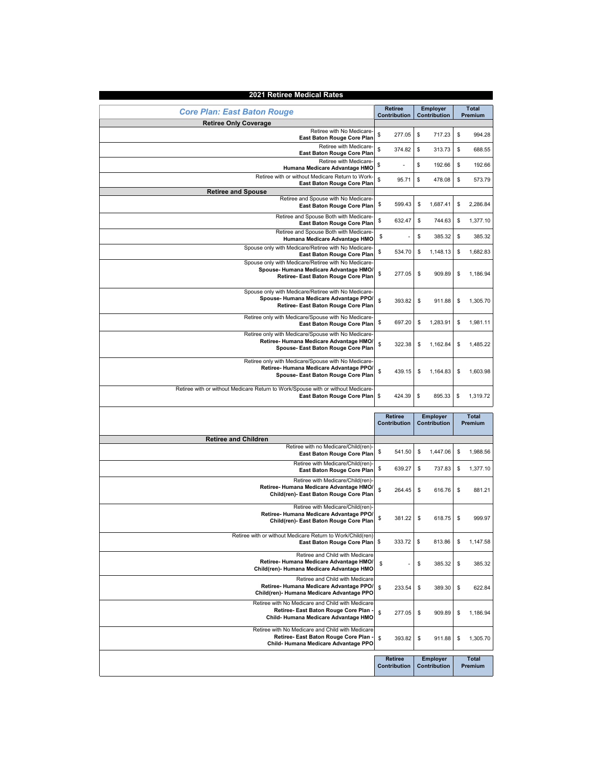# 2021 Retiree Medical Rates

| *Core Plan: East Baton Rouge* | Retiree Contribution | Employer Contribution | Total Premium |
|---|---|---|---|
| **Retiree Only Coverage** | | | |
| Retiree with No Medicare- **East Baton Rouge Core Plan** | $ 277.05 | $ 717.23 | $ 994.28 |
| Retiree with Medicare- **East Baton Rouge Core Plan** | $ 374.82 | $ 313.73 | $ 688.55 |
| Retiree with Medicare- **Humana Medicare Advantage HMO** | $ - | $ 192.66 | $ 192.66 |
| Retiree with or without Medicare Return to Work- **East Baton Rouge Core Plan** | $ 95.71 | $ 478.08 | $ 573.79 |
| **Retiree and Spouse** | | | |
| Retiree and Spouse with No Medicare- **East Baton Rouge Core Plan** | $ 599.43 | $ 1,687.41 | $ 2,286.84 |
| Retiree and Spouse Both with Medicare- **East Baton Rouge Core Plan** | $ 632.47 | $ 744.63 | $ 1,377.10 |
| Retiree and Spouse Both with Medicare- **Humana Medicare Advantage HMO** | $ - | $ 385.32 | $ 385.32 |
| Spouse only with Medicare/Retiree with No Medicare- **East Baton Rouge Core Plan** | $ 534.70 | $ 1,148.13 | $ 1,682.83 |
| Spouse only with Medicare/Retiree with No Medicare- **Spouse- Humana Medicare Advantage HMO/ Retiree- East Baton Rouge Core Plan** | $ 277.05 | $ 909.89 | $ 1,186.94 |
| Spouse only with Medicare/Retiree with No Medicare- **Spouse- Humana Medicare Advantage PPO/ Retiree- East Baton Rouge Core Plan** | $ 393.82 | $ 911.88 | $ 1,305.70 |
| Retiree only with Medicare/Spouse with No Medicare- **East Baton Rouge Core Plan** | $ 697.20 | $ 1,283.91 | $ 1,981.11 |
| Retiree only with Medicare/Spouse with No Medicare- **Retiree- Humana Medicare Advantage HMO/ Spouse- East Baton Rouge Core Plan** | $ 322.38 | $ 1,162.84 | $ 1,485.22 |
| Retiree only with Medicare/Spouse with No Medicare- **Retiree- Humana Medicare Advantage PPO/ Spouse- East Baton Rouge Core Plan** | $ 439.15 | $ 1,164.83 | $ 1,603.98 |
| Retiree with or without Medicare Return to Work/Spouse with or without Medicare- **East Baton Rouge Core Plan** | $ 424.39 | $ 895.33 | $ 1,319.72 |

| | Retiree Contribution | Employer Contribution | Total Premium |
|---|---|---|---|
| **Retiree and Children** | | | |
| Retiree with no Medicare/Child(ren)- **East Baton Rouge Core Plan** | $ 541.50 | $ 1,447.06 | $ 1,988.56 |
| Retiree with Medicare/Child(ren)- **East Baton Rouge Core Plan** | $ 639.27 | $ 737.83 | $ 1,377.10 |
| Retiree with Medicare/Child(ren)- **Retiree- Humana Medicare Advantage HMO/ Child(ren)- East Baton Rouge Core Plan** | $ 264.45 | $ 616.76 | $ 881.21 |
| Retiree with Medicare/Child(ren)- **Retiree- Humana Medicare Advantage PPO/ Child(ren)- East Baton Rouge Core Plan** | $ 381.22 | $ 618.75 | $ 999.97 |
| Retiree with or without Medicare Return to Work/Child(ren) **East Baton Rouge Core Plan** | $ 333.72 | $ 813.86 | $ 1,147.58 |
| Retiree and Child with Medicare **Retiree- Humana Medicare Advantage HMO/ Child(ren)- Humana Medicare Advantage HMO** | $ - | $ 385.32 | $ 385.32 |
| Retiree and Child with Medicare **Retiree- Humana Medicare Advantage PPO/ Child(ren)- Humana Medicare Advantage PPO** | $ 233.54 | $ 389.30 | $ 622.84 |
| Retiree with No Medicare and Child with Medicare **Retiree- East Baton Rouge Core Plan - Child- Humana Medicare Advantage HMO** | $ 277.05 | $ 909.89 | $ 1,186.94 |
| Retiree with No Medicare and Child with Medicare **Retiree- East Baton Rouge Core Plan - Child- Humana Medicare Advantage PPO** | $ 393.82 | $ 911.88 | $ 1,305.70 |

| | Retiree Contribution | Employer Contribution | Total Premium |
|---|---|---|---|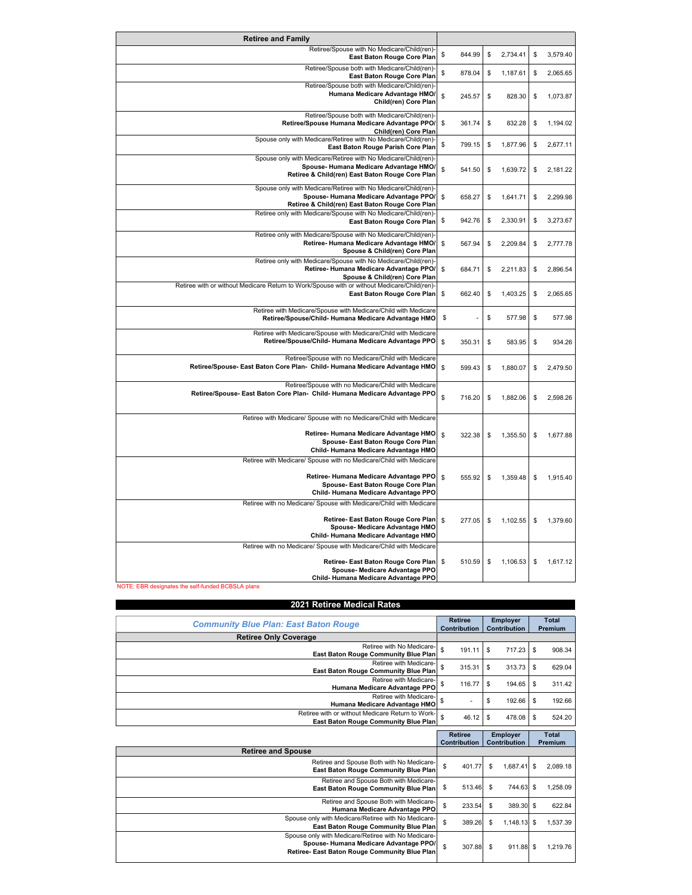| Retiree and Family | | | |
|---|---|---|---|
| Retiree/Spouse with No Medicare/Child(ren)- **East Baton Rouge Core Plan** | $ 844.99 | $ 2,734.41 | $ 3,579.40 |
| Retiree/Spouse both with Medicare/Child(ren)- **East Baton Rouge Core Plan** | $ 878.04 | $ 1,187.61 | $ 2,065.65 |
| Retiree/Spouse both with Medicare/Child(ren)- **Humana Medicare Advantage HMO/ Child(ren) Core Plan** | $ 245.57 | $ 828.30 | $ 1,073.87 |
| Retiree/Spouse both with Medicare/Child(ren)- **Retiree/Spouse Humana Medicare Advantage PPO/ Child(ren) Core Plan** | $ 361.74 | $ 832.28 | $ 1,194.02 |
| Spouse only with Medicare/Retiree with No Medicare/Child(ren)- **East Baton Rouge Parish Core Plan** | $ 799.15 | $ 1,877.96 | $ 2,677.11 |
| Spouse only with Medicare/Retiree with No Medicare/Child(ren)- **Spouse- Humana Medicare Advantage HMO/ Retiree & Child(ren) East Baton Rouge Core Plan** | $ 541.50 | $ 1,639.72 | $ 2,181.22 |
| Spouse only with Medicare/Retiree with No Medicare/Child(ren)- **Spouse- Humana Medicare Advantage PPO/ Retiree & Child(ren) East Baton Rouge Core Plan** | $ 658.27 | $ 1,641.71 | $ 2,299.98 |
| Retiree only with Medicare/Spouse with No Medicare/Child(ren)- **East Baton Rouge Core Plan** | $ 942.76 | $ 2,330.91 | $ 3,273.67 |
| Retiree only with Medicare/Spouse with No Medicare/Child(ren)- **Retiree- Humana Medicare Advantage HMO/ Spouse & Child(ren) Core Plan** | $ 567.94 | $ 2,209.84 | $ 2,777.78 |
| Retiree only with Medicare/Spouse with No Medicare/Child(ren)- **Retiree- Humana Medicare Advantage PPO/ Spouse & Child(ren) Core Plan** | $ 684.71 | $ 2,211.83 | $ 2,896.54 |
| Retiree with or without Medicare Return to Work/Spouse with or without Medicare/Child(ren)- **East Baton Rouge Core Plan** | $ 662.40 | $ 1,403.25 | $ 2,065.65 |
| Retiree with Medicare/Spouse with Medicare/Child with Medicare **Retiree/Spouse/Child- Humana Medicare Advantage HMO** | $ - | $ 577.98 | $ 577.98 |
| Retiree with Medicare/Spouse with Medicare/Child with Medicare **Retiree/Spouse/Child- Humana Medicare Advantage PPO** | $ 350.31 | $ 583.95 | $ 934.26 |
| Retiree/Spouse with no Medicare/Child with Medicare **Retiree/Spouse- East Baton Core Plan- Child- Humana Medicare Advantage HMO** | $ 599.43 | $ 1,880.07 | $ 2,479.50 |
| Retiree/Spouse with no Medicare/Child with Medicare **Retiree/Spouse- East Baton Core Plan- Child- Humana Medicare Advantage PPO** | $ 716.20 | $ 1,882.06 | $ 2,598.26 |
| Retiree with Medicare/ Spouse with no Medicare/Child with Medicare **Retiree- Humana Medicare Advantage HMO Spouse- East Baton Rouge Core Plan Child- Humana Medicare Advantage HMO** | $ 322.38 | $ 1,355.50 | $ 1,677.88 |
| Retiree with Medicare/ Spouse with no Medicare/Child with Medicare **Retiree- Humana Medicare Advantage PPO Spouse- East Baton Rouge Core Plan Child- Humana Medicare Advantage PPO** | $ 555.92 | $ 1,359.48 | $ 1,915.40 |
| Retiree with no Medicare/ Spouse with Medicare/Child with Medicare **Retiree- East Baton Rouge Core Plan Spouse- Medicare Advantage HMO Child- Humana Medicare Advantage HMO** | $ 277.05 | $ 1,102.55 | $ 1,379.60 |
| Retiree with no Medicare/ Spouse with Medicare/Child with Medicare **Retiree- East Baton Rouge Core Plan Spouse- Medicare Advantage PPO Child- Humana Medicare Advantage PPO** | $ 510.59 | $ 1,106.53 | $ 1,617.12 |

NOTE: EBR designates the self-funded BCBSLA plans

## 2021 Retiree Medical Rates

| ***Community Blue Plan: East Baton Rouge*** | Retiree Contribution | Employer Contribution | Total Premium |
|---|---|---|---|
| **Retiree Only Coverage** | | | |
| Retiree with No Medicare- **East Baton Rouge Community Blue Plan** | $ 191.11 | $ 717.23 | $ 908.34 |
| Retiree with Medicare- **East Baton Rouge Community Blue Plan** | $ 315.31 | $ 313.73 | $ 629.04 |
| Retiree with Medicare- **Humana Medicare Advantage PPO** | $ 116.77 | $ 194.65 | $ 311.42 |
| Retiree with Medicare- **Humana Medicare Advantage HMO** | $ - | $ 192.66 | $ 192.66 |
| Retiree with or without Medicare Return to Work- **East Baton Rouge Community Blue Plan** | $ 46.12 | $ 478.08 | $ 524.20 |

| **Retiree and Spouse** | Retiree Contribution | Employer Contribution | Total Premium |
|---|---|---|---|
| Retiree and Spouse Both with No Medicare- **East Baton Rouge Community Blue Plan** | $ 401.77 | $ 1,687.41 | $ 2,089.18 |
| Retiree and Spouse Both with Medicare- **East Baton Rouge Community Blue Plan** | $ 513.46 | $ 744.63 | $ 1,258.09 |
| Retiree and Spouse Both with Medicare- **Humana Medicare Advantage PPO** | $ 233.54 | $ 389.30 | $ 622.84 |
| Spouse only with Medicare/Retiree with No Medicare- **East Baton Rouge Community Blue Plan** | $ 389.26 | $ 1,148.13 | $ 1,537.39 |
| Spouse only with Medicare/Retiree with No Medicare- **Spouse- Humana Medicare Advantage PPO/ Retiree- East Baton Rouge Community Blue Plan** | $ 307.88 | $ 911.88 | $ 1,219.76 |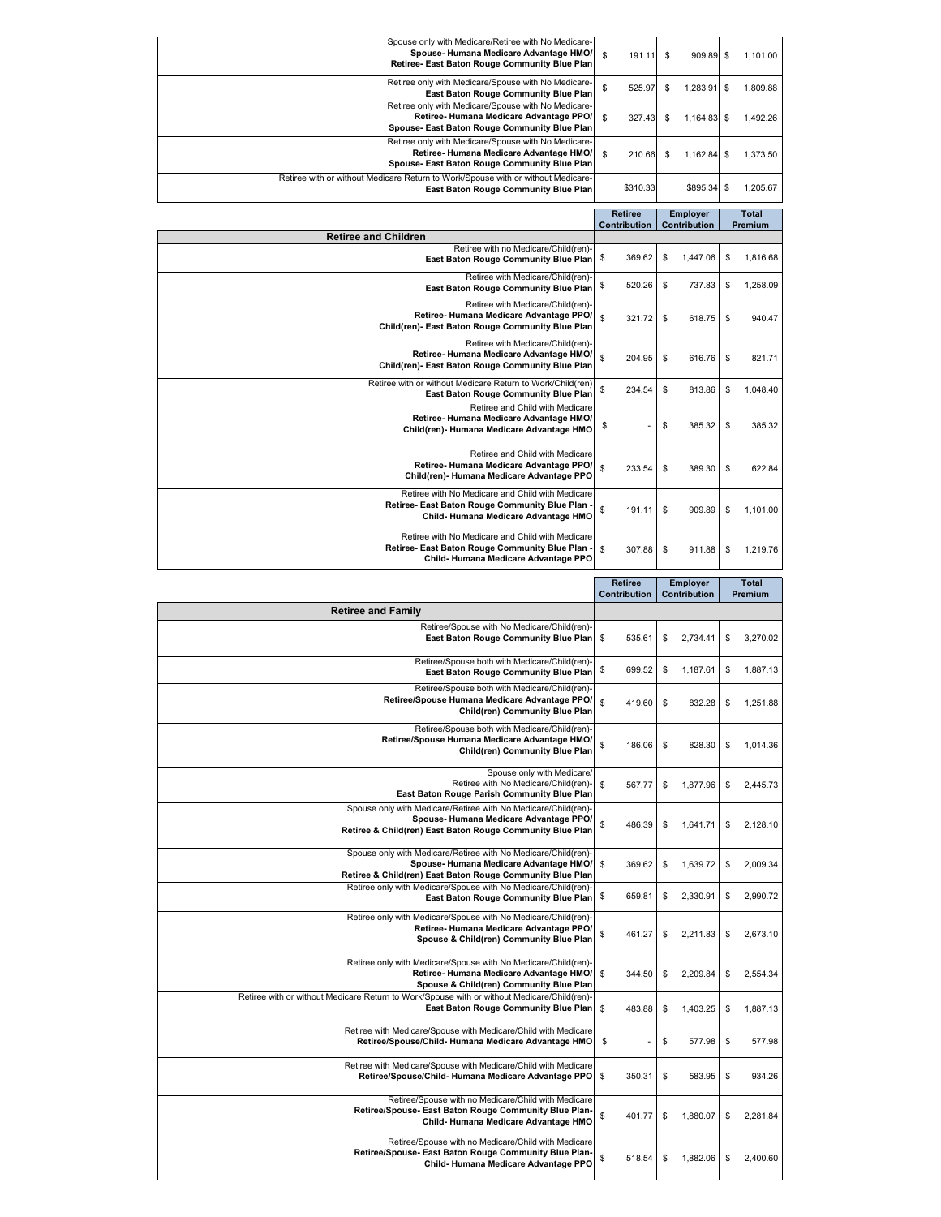| | Retiree Contribution | Employer Contribution | Total Premium |
|---|---|---|---|
| Spouse only with Medicare/Retiree with No Medicare- **Spouse- Humana Medicare Advantage HMO/ Retiree- East Baton Rouge Community Blue Plan** | $ 191.11 | $ 909.89 | $ 1,101.00 |
| Retiree only with Medicare/Spouse with No Medicare- **East Baton Rouge Community Blue Plan** | $ 525.97 | $ 1,283.91 | $ 1,809.88 |
| Retiree only with Medicare/Spouse with No Medicare- **Retiree- Humana Medicare Advantage PPO/ Spouse- East Baton Rouge Community Blue Plan** | $ 327.43 | $ 1,164.83 | $ 1,492.26 |
| Retiree only with Medicare/Spouse with No Medicare- **Retiree- Humana Medicare Advantage HMO/ Spouse- East Baton Rouge Community Blue Plan** | $ 210.66 | $ 1,162.84 | $ 1,373.50 |
| Retiree with or without Medicare Return to Work/Spouse with or without Medicare- **East Baton Rouge Community Blue Plan** | $310.33 | $895.34 | $ 1,205.67 |

| | Retiree Contribution | Employer Contribution | Total Premium |
|---|---|---|---|
| **Retiree and Children** | | | |
| Retiree with no Medicare/Child(ren)- **East Baton Rouge Community Blue Plan** | $ 369.62 | $ 1,447.06 | $ 1,816.68 |
| Retiree with Medicare/Child(ren)- **East Baton Rouge Community Blue Plan** | $ 520.26 | $ 737.83 | $ 1,258.09 |
| Retiree with Medicare/Child(ren)- **Retiree- Humana Medicare Advantage PPO/ Child(ren)- East Baton Rouge Community Blue Plan** | $ 321.72 | $ 618.75 | $ 940.47 |
| Retiree with Medicare/Child(ren)- **Retiree- Humana Medicare Advantage HMO/ Child(ren)- East Baton Rouge Community Blue Plan** | $ 204.95 | $ 616.76 | $ 821.71 |
| Retiree with or without Medicare Return to Work/Child(ren) **East Baton Rouge Community Blue Plan** | $ 234.54 | $ 813.86 | $ 1,048.40 |
| Retiree and Child with Medicare **Retiree- Humana Medicare Advantage HMO/ Child(ren)- Humana Medicare Advantage HMO** | $ - | $ 385.32 | $ 385.32 |
| Retiree and Child with Medicare **Retiree- Humana Medicare Advantage PPO/ Child(ren)- Humana Medicare Advantage PPO** | $ 233.54 | $ 389.30 | $ 622.84 |
| Retiree with No Medicare and Child with Medicare **Retiree- East Baton Rouge Community Blue Plan - Child- Humana Medicare Advantage HMO** | $ 191.11 | $ 909.89 | $ 1,101.00 |
| Retiree with No Medicare and Child with Medicare **Retiree- East Baton Rouge Community Blue Plan - Child- Humana Medicare Advantage PPO** | $ 307.88 | $ 911.88 | $ 1,219.76 |

| | Retiree Contribution | Employer Contribution | Total Premium |
|---|---|---|---|
| **Retiree and Family** | | | |
| Retiree/Spouse with No Medicare/Child(ren)- **East Baton Rouge Community Blue Plan** | $ 535.61 | $ 2,734.41 | $ 3,270.02 |
| Retiree/Spouse both with Medicare/Child(ren)- **East Baton Rouge Community Blue Plan** | $ 699.52 | $ 1,187.61 | $ 1,887.13 |
| Retiree/Spouse both with Medicare/Child(ren)- **Retiree/Spouse Humana Medicare Advantage PPO/ Child(ren) Community Blue Plan** | $ 419.60 | $ 832.28 | $ 1,251.88 |
| Retiree/Spouse both with Medicare/Child(ren)- **Retiree/Spouse Humana Medicare Advantage HMO/ Child(ren) Community Blue Plan** | $ 186.06 | $ 828.30 | $ 1,014.36 |
| Spouse only with Medicare/ Retiree with No Medicare/Child(ren)- **East Baton Rouge Parish Community Blue Plan** | $ 567.77 | $ 1,877.96 | $ 2,445.73 |
| Spouse only with Medicare/Retiree with No Medicare/Child(ren)- **Spouse- Humana Medicare Advantage PPO/ Retiree & Child(ren) East Baton Rouge Community Blue Plan** | $ 486.39 | $ 1,641.71 | $ 2,128.10 |
| Spouse only with Medicare/Retiree with No Medicare/Child(ren)- **Spouse- Humana Medicare Advantage HMO/ Retiree & Child(ren) East Baton Rouge Community Blue Plan** | $ 369.62 | $ 1,639.72 | $ 2,009.34 |
| Retiree only with Medicare/Spouse with No Medicare/Child(ren)- **East Baton Rouge Community Blue Plan** | $ 659.81 | $ 2,330.91 | $ 2,990.72 |
| Retiree only with Medicare/Spouse with No Medicare/Child(ren)- **Retiree- Humana Medicare Advantage PPO/ Spouse & Child(ren) Community Blue Plan** | $ 461.27 | $ 2,211.83 | $ 2,673.10 |
| Retiree only with Medicare/Spouse with No Medicare/Child(ren)- **Retiree- Humana Medicare Advantage HMO/ Spouse & Child(ren) Community Blue Plan** | $ 344.50 | $ 2,209.84 | $ 2,554.34 |
| Retiree with or without Medicare Return to Work/Spouse with or without Medicare/Child(ren)- **East Baton Rouge Community Blue Plan** | $ 483.88 | $ 1,403.25 | $ 1,887.13 |
| Retiree with Medicare/Spouse with Medicare/Child with Medicare **Retiree/Spouse/Child- Humana Medicare Advantage HMO** | $ - | $ 577.98 | $ 577.98 |
| Retiree with Medicare/Spouse with Medicare/Child with Medicare **Retiree/Spouse/Child- Humana Medicare Advantage PPO** | $ 350.31 | $ 583.95 | $ 934.26 |
| Retiree/Spouse with no Medicare/Child with Medicare **Retiree/Spouse- East Baton Rouge Community Blue Plan- Child- Humana Medicare Advantage HMO** | $ 401.77 | $ 1,880.07 | $ 2,281.84 |
| Retiree/Spouse with no Medicare/Child with Medicare **Retiree/Spouse- East Baton Rouge Community Blue Plan- Child- Humana Medicare Advantage PPO** | $ 518.54 | $ 1,882.06 | $ 2,400.60 |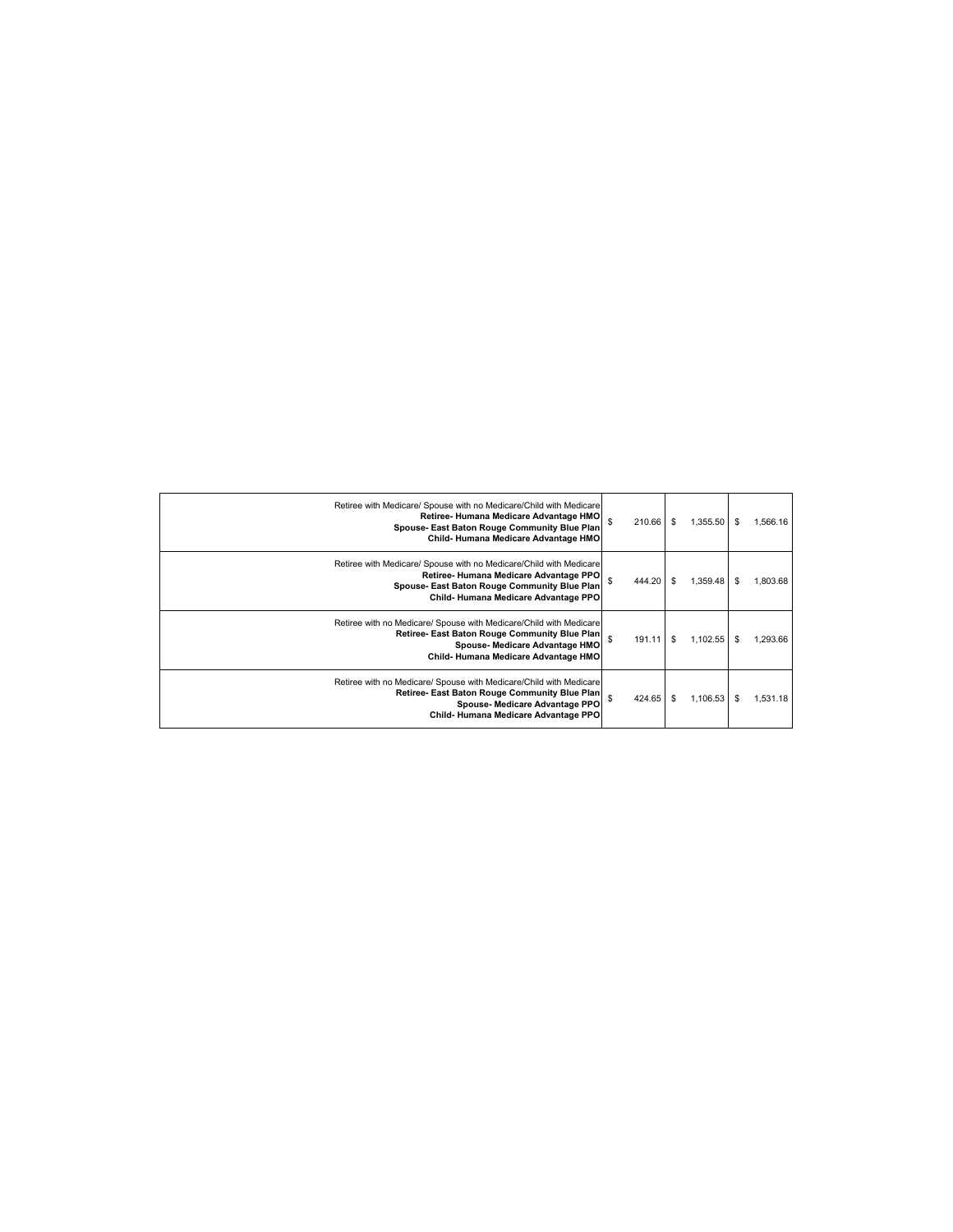| | | | |
|---|---|---|---|
| Retiree with Medicare/ Spouse with no Medicare/Child with Medicare<br>**Retiree- Humana Medicare Advantage HMO**<br>**Spouse- East Baton Rouge Community Blue Plan**<br>**Child- Humana Medicare Advantage HMO** | $ 210.66 | $ 1,355.50 | $ 1,566.16 |
| Retiree with Medicare/ Spouse with no Medicare/Child with Medicare<br>**Retiree- Humana Medicare Advantage PPO**<br>**Spouse- East Baton Rouge Community Blue Plan**<br>**Child- Humana Medicare Advantage PPO** | $ 444.20 | $ 1,359.48 | $ 1,803.68 |
| Retiree with no Medicare/ Spouse with Medicare/Child with Medicare<br>**Retiree- East Baton Rouge Community Blue Plan**<br>**Spouse- Medicare Advantage HMO**<br>**Child- Humana Medicare Advantage HMO** | $ 191.11 | $ 1,102.55 | $ 1,293.66 |
| Retiree with no Medicare/ Spouse with Medicare/Child with Medicare<br>**Retiree- East Baton Rouge Community Blue Plan**<br>**Spouse- Medicare Advantage PPO**<br>**Child- Humana Medicare Advantage PPO** | $ 424.65 | $ 1,106.53 | $ 1,531.18 |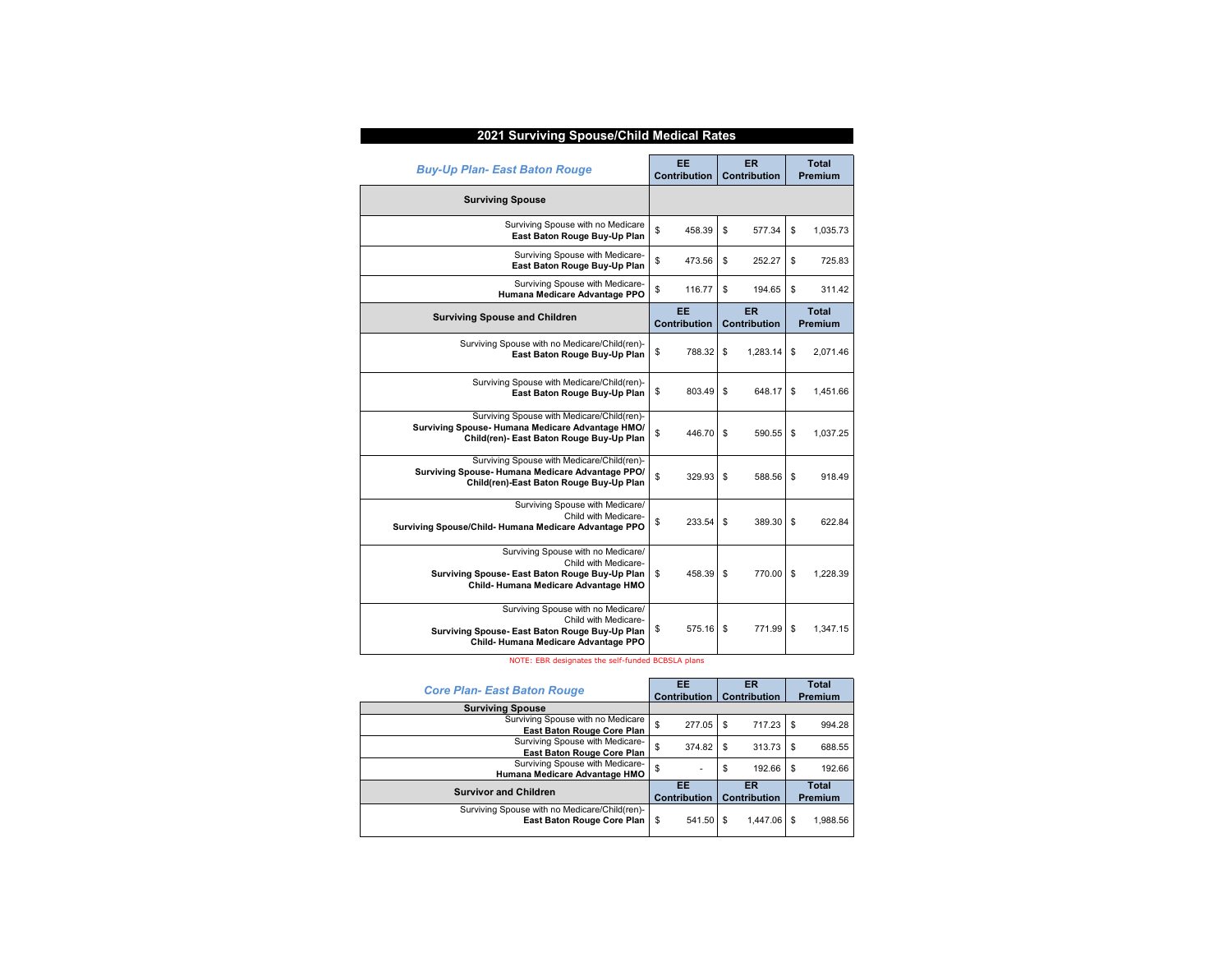# 2021 Surviving Spouse/Child Medical Rates

| *Buy-Up Plan- East Baton Rouge* | EE Contribution | ER Contribution | Total Premium |
|---|---|---|---|
| **Surviving Spouse** | | | |
| Surviving Spouse with no Medicare **East Baton Rouge Buy-Up Plan** | $ 458.39 | $ 577.34 | $ 1,035.73 |
| Surviving Spouse with Medicare- **East Baton Rouge Buy-Up Plan** | $ 473.56 | $ 252.27 | $ 725.83 |
| Surviving Spouse with Medicare- **Humana Medicare Advantage PPO** | $ 116.77 | $ 194.65 | $ 311.42 |
| **Surviving Spouse and Children** | **EE Contribution** | **ER Contribution** | **Total Premium** |
| Surviving Spouse with no Medicare/Child(ren)- **East Baton Rouge Buy-Up Plan** | $ 788.32 | $ 1,283.14 | $ 2,071.46 |
| Surviving Spouse with Medicare/Child(ren)- **East Baton Rouge Buy-Up Plan** | $ 803.49 | $ 648.17 | $ 1,451.66 |
| Surviving Spouse with Medicare/Child(ren)- **Surviving Spouse- Humana Medicare Advantage HMO/ Child(ren)- East Baton Rouge Buy-Up Plan** | $ 446.70 | $ 590.55 | $ 1,037.25 |
| Surviving Spouse with Medicare/Child(ren)- **Surviving Spouse- Humana Medicare Advantage PPO/ Child(ren)-East Baton Rouge Buy-Up Plan** | $ 329.93 | $ 588.56 | $ 918.49 |
| Surviving Spouse with Medicare/ Child with Medicare- **Surviving Spouse/Child- Humana Medicare Advantage PPO** | $ 233.54 | $ 389.30 | $ 622.84 |
| Surviving Spouse with no Medicare/ Child with Medicare- **Surviving Spouse- East Baton Rouge Buy-Up Plan Child- Humana Medicare Advantage HMO** | $ 458.39 | $ 770.00 | $ 1,228.39 |
| Surviving Spouse with no Medicare/ Child with Medicare- **Surviving Spouse- East Baton Rouge Buy-Up Plan Child- Humana Medicare Advantage PPO** | $ 575.16 | $ 771.99 | $ 1,347.15 |

NOTE: EBR designates the self-funded BCBSLA plans

| *Core Plan- East Baton Rouge* | EE Contribution | ER Contribution | Total Premium |
|---|---|---|---|
| **Surviving Spouse** | | | |
| Surviving Spouse with no Medicare **East Baton Rouge Core Plan** | $ 277.05 | $ 717.23 | $ 994.28 |
| Surviving Spouse with Medicare- **East Baton Rouge Core Plan** | $ 374.82 | $ 313.73 | $ 688.55 |
| Surviving Spouse with Medicare- **Humana Medicare Advantage HMO** | $ - | $ 192.66 | $ 192.66 |
| **Survivor and Children** | **EE Contribution** | **ER Contribution** | **Total Premium** |
| Surviving Spouse with no Medicare/Child(ren)- **East Baton Rouge Core Plan** | $ 541.50 | $ 1,447.06 | $ 1,988.56 |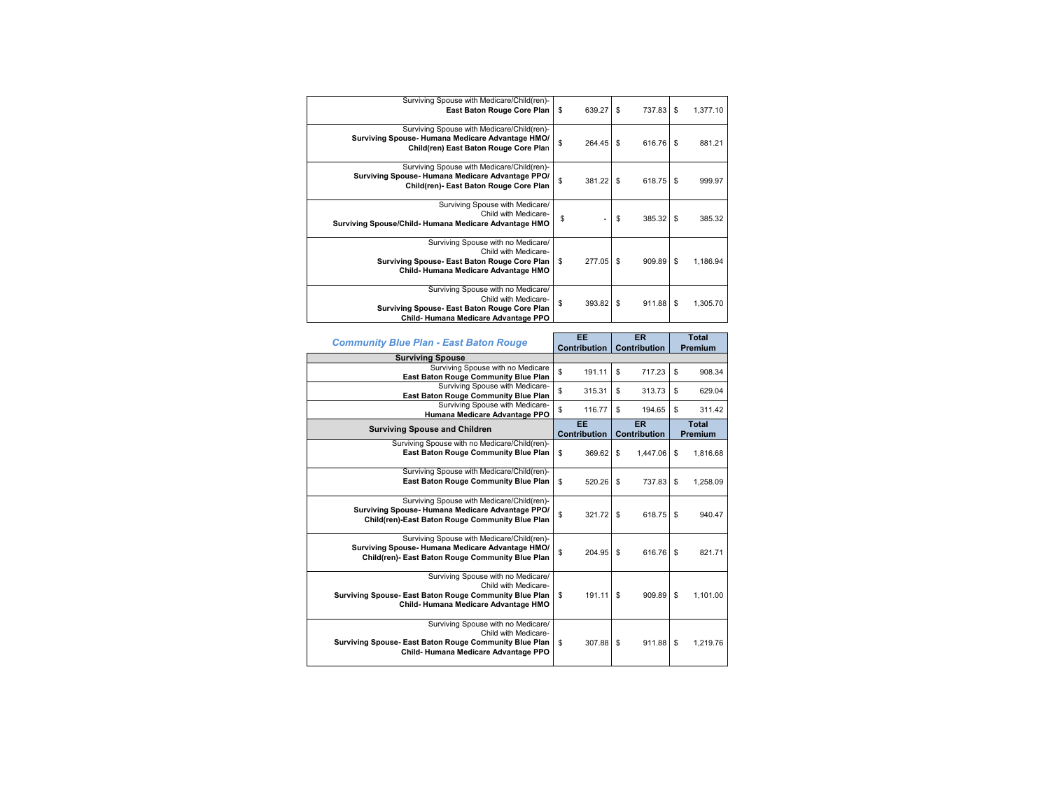| | EE Contribution | ER Contribution | Total Premium |
|---|---|---|---|
| Surviving Spouse with Medicare/Child(ren)- **East Baton Rouge Core Plan** | $ 639.27 | $ 737.83 | $ 1,377.10 |
| Surviving Spouse with Medicare/Child(ren)- **Surviving Spouse- Humana Medicare Advantage HMO/ Child(ren) East Baton Rouge Core Plan** | $ 264.45 | $ 616.76 | $ 881.21 |
| Surviving Spouse with Medicare/Child(ren)- **Surviving Spouse- Humana Medicare Advantage PPO/ Child(ren)- East Baton Rouge Core Plan** | $ 381.22 | $ 618.75 | $ 999.97 |
| Surviving Spouse with Medicare/ Child with Medicare- **Surviving Spouse/Child- Humana Medicare Advantage HMO** | $ - | $ 385.32 | $ 385.32 |
| Surviving Spouse with no Medicare/ Child with Medicare- **Surviving Spouse- East Baton Rouge Core Plan Child- Humana Medicare Advantage HMO** | $ 277.05 | $ 909.89 | $ 1,186.94 |
| Surviving Spouse with no Medicare/ Child with Medicare- **Surviving Spouse- East Baton Rouge Core Plan Child- Humana Medicare Advantage PPO** | $ 393.82 | $ 911.88 | $ 1,305.70 |

| ***Community Blue Plan - East Baton Rouge*** | EE Contribution | ER Contribution | Total Premium |
|---|---|---|---|
| **Surviving Spouse** | | | |
| Surviving Spouse with no Medicare **East Baton Rouge Community Blue Plan** | $ 191.11 | $ 717.23 | $ 908.34 |
| Surviving Spouse with Medicare- **East Baton Rouge Community Blue Plan** | $ 315.31 | $ 313.73 | $ 629.04 |
| Surviving Spouse with Medicare- **Humana Medicare Advantage PPO** | $ 116.77 | $ 194.65 | $ 311.42 |
| **Surviving Spouse and Children** | **EE Contribution** | **ER Contribution** | **Total Premium** |
| Surviving Spouse with no Medicare/Child(ren)- **East Baton Rouge Community Blue Plan** | $ 369.62 | $ 1,447.06 | $ 1,816.68 |
| Surviving Spouse with Medicare/Child(ren)- **East Baton Rouge Community Blue Plan** | $ 520.26 | $ 737.83 | $ 1,258.09 |
| Surviving Spouse with Medicare/Child(ren)- **Surviving Spouse- Humana Medicare Advantage PPO/ Child(ren)-East Baton Rouge Community Blue Plan** | $ 321.72 | $ 618.75 | $ 940.47 |
| Surviving Spouse with Medicare/Child(ren)- **Surviving Spouse- Humana Medicare Advantage HMO/ Child(ren)- East Baton Rouge Community Blue Plan** | $ 204.95 | $ 616.76 | $ 821.71 |
| Surviving Spouse with no Medicare/ Child with Medicare- **Surviving Spouse- East Baton Rouge Community Blue Plan Child- Humana Medicare Advantage HMO** | $ 191.11 | $ 909.89 | $ 1,101.00 |
| Surviving Spouse with no Medicare/ Child with Medicare- **Surviving Spouse- East Baton Rouge Community Blue Plan Child- Humana Medicare Advantage PPO** | $ 307.88 | $ 911.88 | $ 1,219.76 |